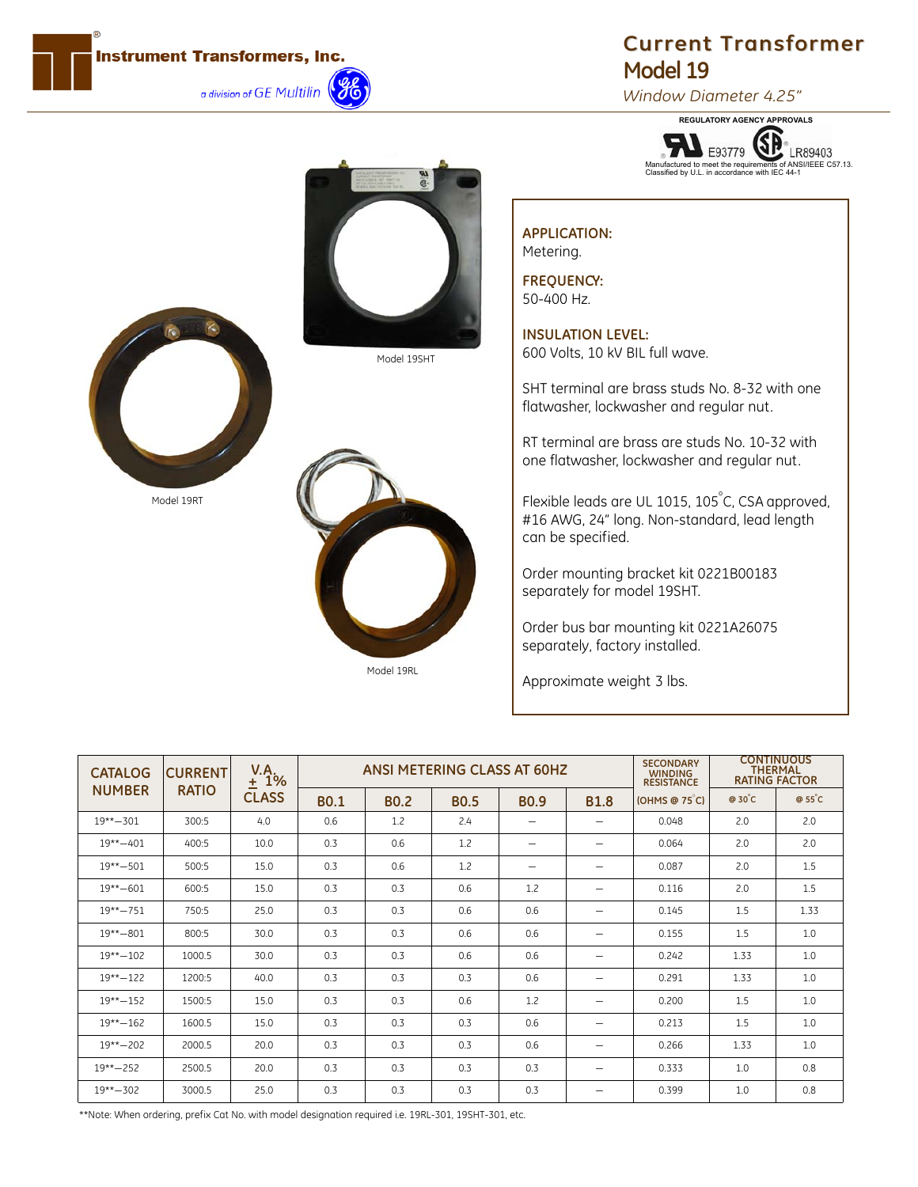# Instrument Transformers, Inc.

a division of GE Multilin

# Current Transformer

## Model 19

*Window Diameter 4.25"*

**REGULATORY AGENCY APPROVALS**

E93779 LR89403

Manufactured to meet the requirements of ANSI/IEEE C57.13.
Classified by U.L. in accordance with IEC 44-1

Model 19SHT

Model 19RT

Model 19RL

**APPLICATION:**
Metering.

**FREQUENCY:**
50-400 Hz.

**INSULATION LEVEL:**
600 Volts, 10 kV BIL full wave.

SHT terminal are brass studs No. 8-32 with one flatwasher, lockwasher and regular nut.

RT terminal are brass are studs No. 10-32 with one flatwasher, lockwasher and regular nut.

Flexible leads are UL 1015, 105°C, CSA approved, #16 AWG, 24" long. Non-standard, lead length can be specified.

Order mounting bracket kit 0221B00183 separately for model 19SHT.

Order bus bar mounting kit 0221A26075 separately, factory installed.

Approximate weight 3 lbs.

| CATALOG NUMBER | CURRENT RATIO | V.A. ± 1% CLASS | ANSI METERING CLASS AT 60HZ | | | | | SECONDARY WINDING RESISTANCE | CONTINUOUS THERMAL RATING FACTOR | |
|---|---|---|---|---|---|---|---|---|---|---|
| | | | B0.1 | B0.2 | B0.5 | B0.9 | B1.8 | (OHMS @ 75°C) | @ 30°C | @ 55°C |
| 19**—301 | 300:5 | 4.0 | 0.6 | 1.2 | 2.4 | — | — | 0.048 | 2.0 | 2.0 |
| 19**—401 | 400:5 | 10.0 | 0.3 | 0.6 | 1.2 | — | — | 0.064 | 2.0 | 2.0 |
| 19**—501 | 500:5 | 15.0 | 0.3 | 0.6 | 1.2 | — | — | 0.087 | 2.0 | 1.5 |
| 19**—601 | 600:5 | 15.0 | 0.3 | 0.3 | 0.6 | 1.2 | — | 0.116 | 2.0 | 1.5 |
| 19**—751 | 750:5 | 25.0 | 0.3 | 0.3 | 0.6 | 0.6 | — | 0.145 | 1.5 | 1.33 |
| 19**—801 | 800:5 | 30.0 | 0.3 | 0.3 | 0.6 | 0.6 | — | 0.155 | 1.5 | 1.0 |
| 19**—102 | 1000.5 | 30.0 | 0.3 | 0.3 | 0.6 | 0.6 | — | 0.242 | 1.33 | 1.0 |
| 19**—122 | 1200:5 | 40.0 | 0.3 | 0.3 | 0.3 | 0.6 | — | 0.291 | 1.33 | 1.0 |
| 19**—152 | 1500:5 | 15.0 | 0.3 | 0.3 | 0.6 | 1.2 | — | 0.200 | 1.5 | 1.0 |
| 19**—162 | 1600.5 | 15.0 | 0.3 | 0.3 | 0.3 | 0.6 | — | 0.213 | 1.5 | 1.0 |
| 19**—202 | 2000.5 | 20.0 | 0.3 | 0.3 | 0.3 | 0.6 | — | 0.266 | 1.33 | 1.0 |
| 19**—252 | 2500.5 | 20.0 | 0.3 | 0.3 | 0.3 | 0.3 | — | 0.333 | 1.0 | 0.8 |
| 19**—302 | 3000.5 | 25.0 | 0.3 | 0.3 | 0.3 | 0.3 | — | 0.399 | 1.0 | 0.8 |

**Note: When ordering, prefix Cat No. with model designation required i.e. 19RL-301, 19SHT-301, etc.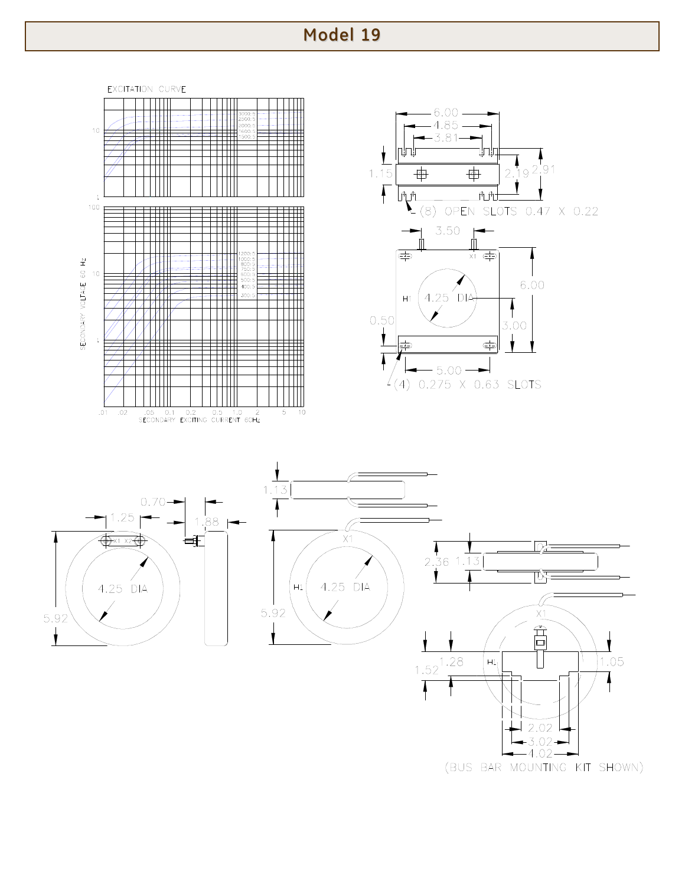# Model 19

EXCITATION CURVE

3000:5
2500:5
2000:5
1600:5
1500:5

1200:5
1000:5
800:5
750:5
600:5
500:5
400:5
300:5

SECONDARY VOLTAGE 60 Hz

SECONDARY EXCITING CURRENT 60Hz

.01 .02 .05 0.1 0.2 0.5 1.0 2 5 10

1 10 100

6.00
4.85
3.81
1.15
2.19
2.91
(8) OPEN SLOTS 0.47 X 0.22

3.50
X1
H1
4.25 DIA
6.00
0.50
3.00
5.00
(4) 0.275 X 0.63 SLOTS

1.25
X1 X2
4.25 DIA
5.92
0.70
1.88

1.13
X1
H1
4.25 DIA
5.92

2.36
1.13
X1
H1
1.52
1.28
1.05
2.02
3.02
4.02
(BUS BAR MOUNTING KIT SHOWN)